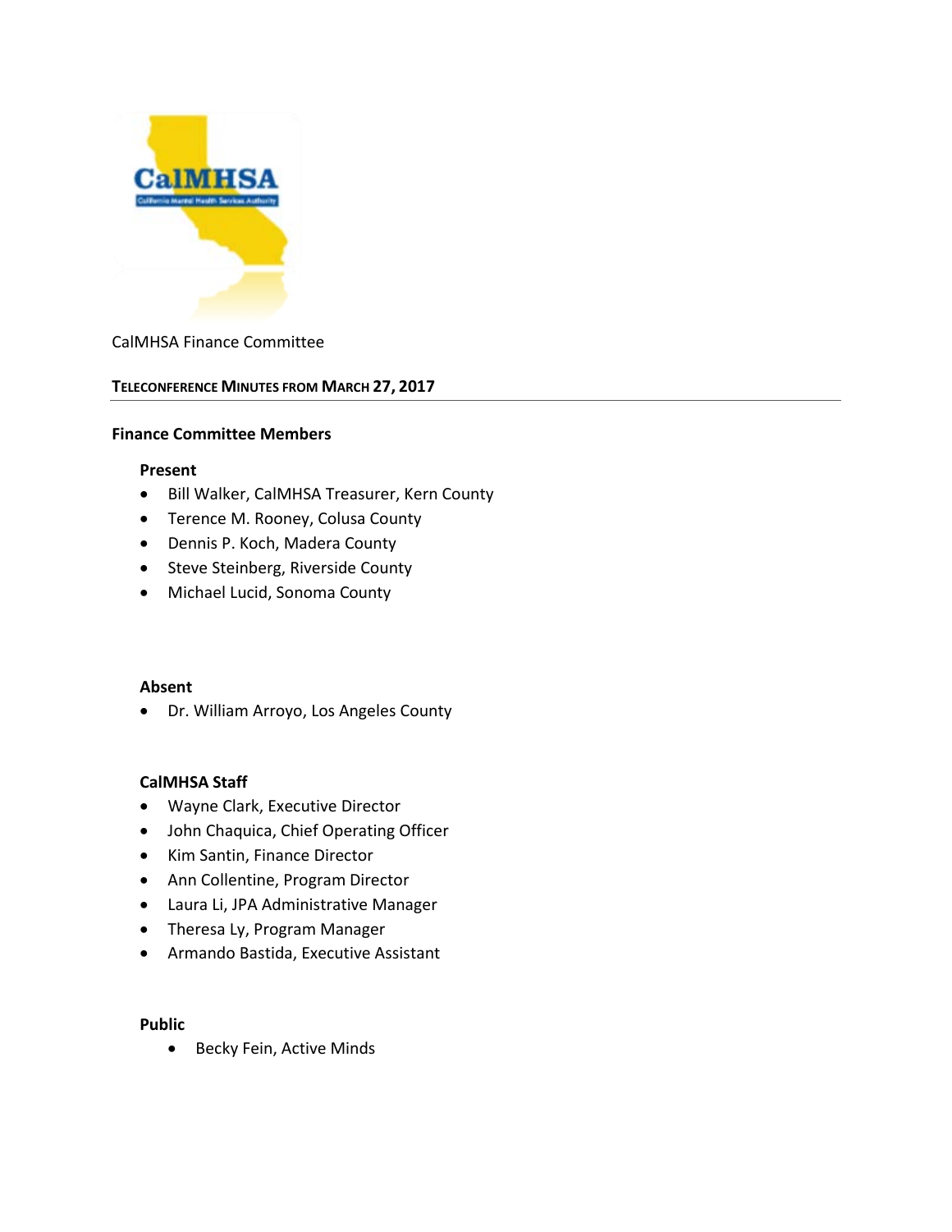CalMHSA Finance Committee

## TELECONFERENCE MINUTES FROM MARCH 27, 2017

### Finance Committee Members

**Present**

- Bill Walker, CalMHSA Treasurer, Kern County
- Terence M. Rooney, Colusa County
- Dennis P. Koch, Madera County
- Steve Steinberg, Riverside County
- Michael Lucid, Sonoma County

**Absent**

- Dr. William Arroyo, Los Angeles County

**CalMHSA Staff**

- Wayne Clark, Executive Director
- John Chaquica, Chief Operating Officer
- Kim Santin, Finance Director
- Ann Collentine, Program Director
- Laura Li, JPA Administrative Manager
- Theresa Ly, Program Manager
- Armando Bastida, Executive Assistant

**Public**

- Becky Fein, Active Minds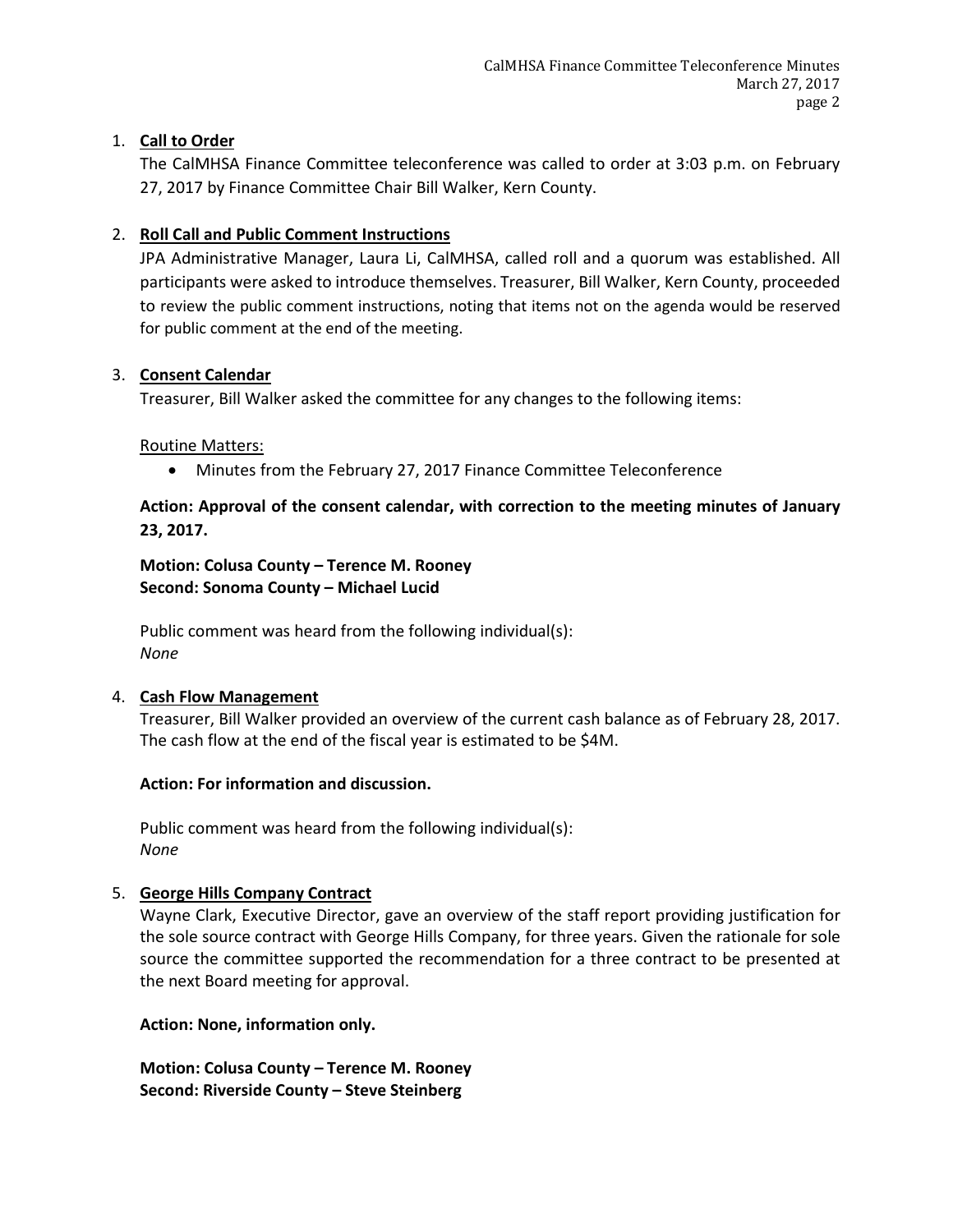1. **Call to Order**

   The CalMHSA Finance Committee teleconference was called to order at 3:03 p.m. on February 27, 2017 by Finance Committee Chair Bill Walker, Kern County.

2. **Roll Call and Public Comment Instructions**

   JPA Administrative Manager, Laura Li, CalMHSA, called roll and a quorum was established. All participants were asked to introduce themselves. Treasurer, Bill Walker, Kern County, proceeded to review the public comment instructions, noting that items not on the agenda would be reserved for public comment at the end of the meeting.

3. **Consent Calendar**

   Treasurer, Bill Walker asked the committee for any changes to the following items:

   Routine Matters:

   - Minutes from the February 27, 2017 Finance Committee Teleconference

   **Action: Approval of the consent calendar, with correction to the meeting minutes of January 23, 2017.**

   **Motion: Colusa County – Terence M. Rooney**
   **Second: Sonoma County – Michael Lucid**

   Public comment was heard from the following individual(s):
   *None*

4. **Cash Flow Management**

   Treasurer, Bill Walker provided an overview of the current cash balance as of February 28, 2017. The cash flow at the end of the fiscal year is estimated to be $4M.

   **Action: For information and discussion.**

   Public comment was heard from the following individual(s):
   *None*

5. **George Hills Company Contract**

   Wayne Clark, Executive Director, gave an overview of the staff report providing justification for the sole source contract with George Hills Company, for three years. Given the rationale for sole source the committee supported the recommendation for a three contract to be presented at the next Board meeting for approval.

   **Action: None, information only.**

   **Motion: Colusa County – Terence M. Rooney**
   **Second: Riverside County – Steve Steinberg**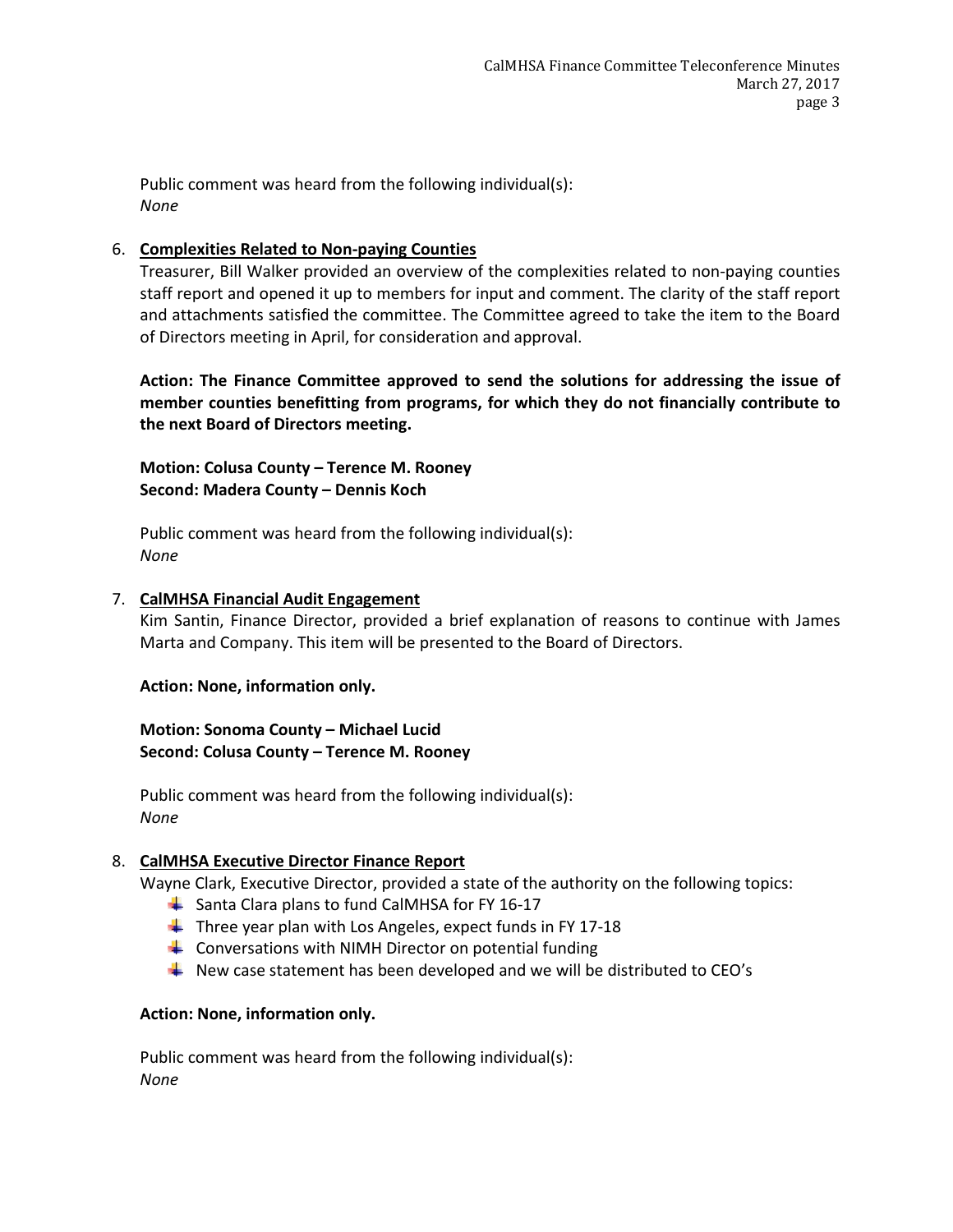Public comment was heard from the following individual(s):
*None*

6. **Complexities Related to Non-paying Counties**
   Treasurer, Bill Walker provided an overview of the complexities related to non-paying counties staff report and opened it up to members for input and comment. The clarity of the staff report and attachments satisfied the committee. The Committee agreed to take the item to the Board of Directors meeting in April, for consideration and approval.

   **Action: The Finance Committee approved to send the solutions for addressing the issue of member counties benefitting from programs, for which they do not financially contribute to the next Board of Directors meeting.**

   **Motion: Colusa County – Terence M. Rooney**
   **Second: Madera County – Dennis Koch**

   Public comment was heard from the following individual(s):
   *None*

7. **CalMHSA Financial Audit Engagement**
   Kim Santin, Finance Director, provided a brief explanation of reasons to continue with James Marta and Company. This item will be presented to the Board of Directors.

   **Action: None, information only.**

   **Motion: Sonoma County – Michael Lucid**
   **Second: Colusa County – Terence M. Rooney**

   Public comment was heard from the following individual(s):
   *None*

8. **CalMHSA Executive Director Finance Report**
   Wayne Clark, Executive Director, provided a state of the authority on the following topics:
   - Santa Clara plans to fund CalMHSA for FY 16-17
   - Three year plan with Los Angeles, expect funds in FY 17-18
   - Conversations with NIMH Director on potential funding
   - New case statement has been developed and we will be distributed to CEO's

   **Action: None, information only.**

   Public comment was heard from the following individual(s):
   *None*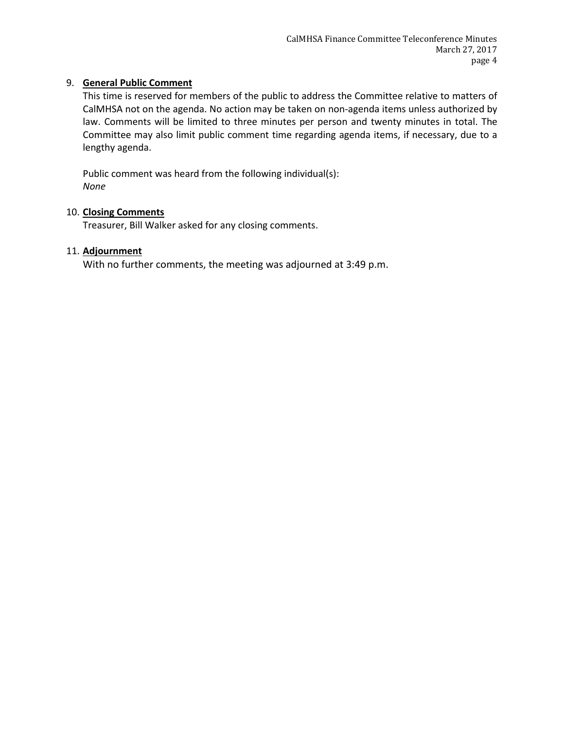9. **General Public Comment**

   This time is reserved for members of the public to address the Committee relative to matters of CalMHSA not on the agenda. No action may be taken on non-agenda items unless authorized by law. Comments will be limited to three minutes per person and twenty minutes in total. The Committee may also limit public comment time regarding agenda items, if necessary, due to a lengthy agenda.

   Public comment was heard from the following individual(s):
   *None*

10. **Closing Comments**

    Treasurer, Bill Walker asked for any closing comments.

11. **Adjournment**

    With no further comments, the meeting was adjourned at 3:49 p.m.